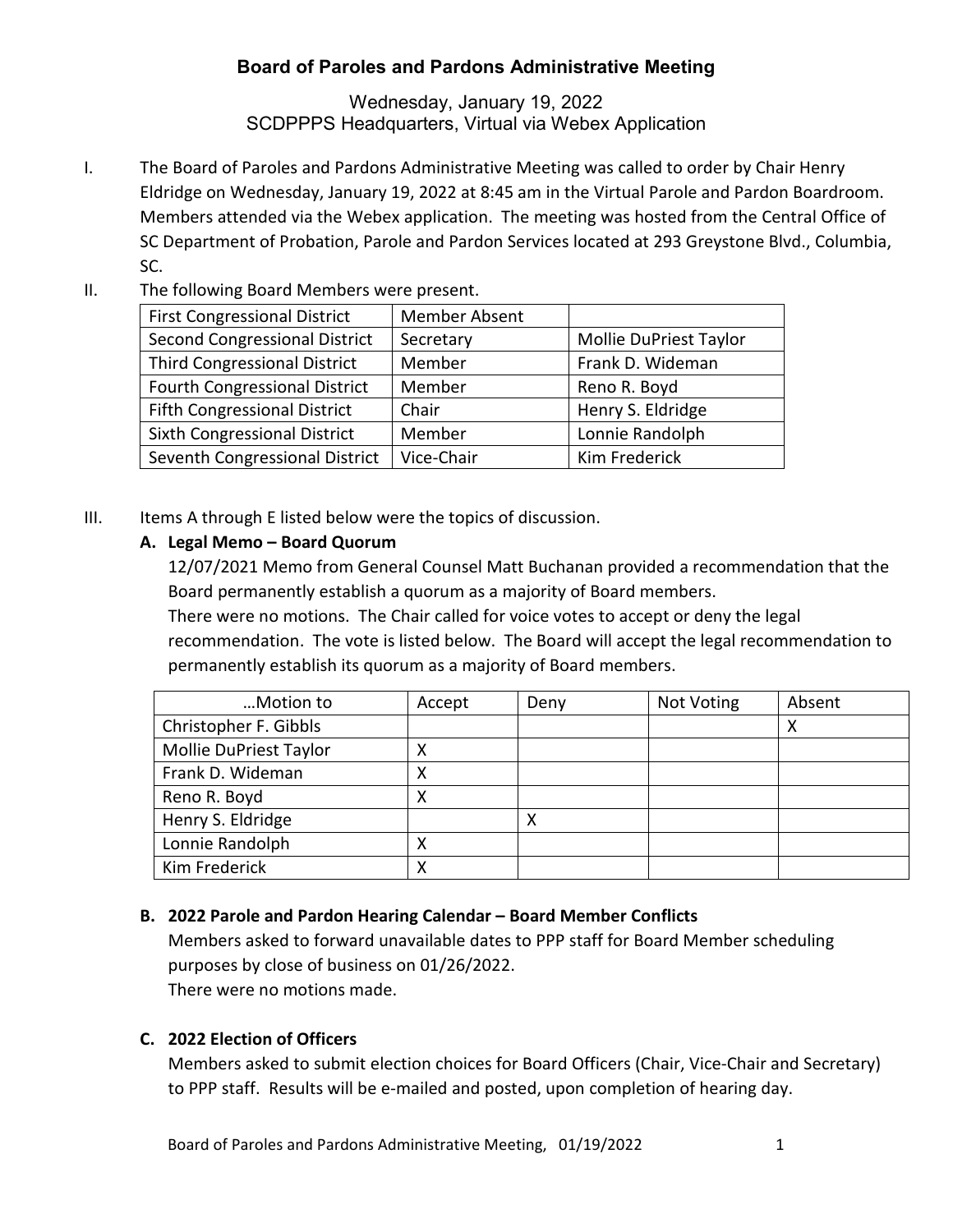# Board of Paroles and Pardons Administrative Meeting

Wednesday, January 19, 2022
SCDPPPS Headquarters, Virtual via Webex Application

I. The Board of Paroles and Pardons Administrative Meeting was called to order by Chair Henry Eldridge on Wednesday, January 19, 2022 at 8:45 am in the Virtual Parole and Pardon Boardroom. Members attended via the Webex application. The meeting was hosted from the Central Office of SC Department of Probation, Parole and Pardon Services located at 293 Greystone Blvd., Columbia, SC.

II. The following Board Members were present.

| First Congressional District | Member Absent | |
|---|---|---|
| Second Congressional District | Secretary | Mollie DuPriest Taylor |
| Third Congressional District | Member | Frank D. Wideman |
| Fourth Congressional District | Member | Reno R. Boyd |
| Fifth Congressional District | Chair | Henry S. Eldridge |
| Sixth Congressional District | Member | Lonnie Randolph |
| Seventh Congressional District | Vice-Chair | Kim Frederick |

III. Items A through E listed below were the topics of discussion.

**A. Legal Memo – Board Quorum**

12/07/2021 Memo from General Counsel Matt Buchanan provided a recommendation that the Board permanently establish a quorum as a majority of Board members.
There were no motions. The Chair called for voice votes to accept or deny the legal recommendation. The vote is listed below. The Board will accept the legal recommendation to permanently establish its quorum as a majority of Board members.

| …Motion to | Accept | Deny | Not Voting | Absent |
|---|---|---|---|---|
| Christopher F. Gibbls | | | | X |
| Mollie DuPriest Taylor | X | | | |
| Frank D. Wideman | X | | | |
| Reno R. Boyd | X | | | |
| Henry S. Eldridge | | X | | |
| Lonnie Randolph | X | | | |
| Kim Frederick | X | | | |

**B. 2022 Parole and Pardon Hearing Calendar – Board Member Conflicts**

Members asked to forward unavailable dates to PPP staff for Board Member scheduling purposes by close of business on 01/26/2022.
There were no motions made.

**C. 2022 Election of Officers**

Members asked to submit election choices for Board Officers (Chair, Vice-Chair and Secretary) to PPP staff. Results will be e-mailed and posted, upon completion of hearing day.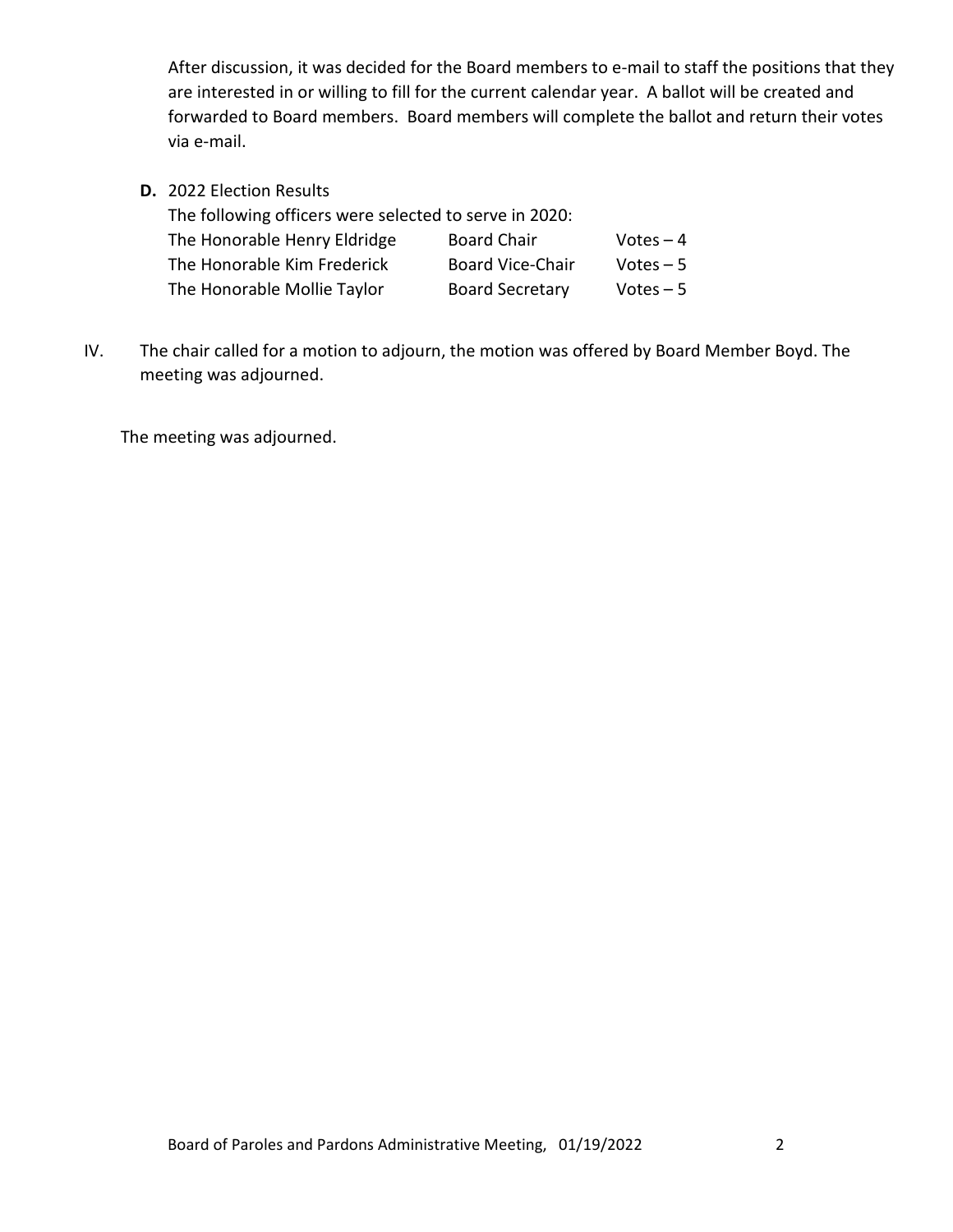After discussion, it was decided for the Board members to e-mail to staff the positions that they are interested in or willing to fill for the current calendar year. A ballot will be created and forwarded to Board members. Board members will complete the ballot and return their votes via e-mail.

**D.** 2022 Election Results

The following officers were selected to serve in 2020:

| | | |
|---|---|---|
| The Honorable Henry Eldridge | Board Chair | Votes – 4 |
| The Honorable Kim Frederick | Board Vice-Chair | Votes – 5 |
| The Honorable Mollie Taylor | Board Secretary | Votes – 5 |

IV. The chair called for a motion to adjourn, the motion was offered by Board Member Boyd. The meeting was adjourned.

The meeting was adjourned.

Board of Paroles and Pardons Administrative Meeting, 01/19/2022